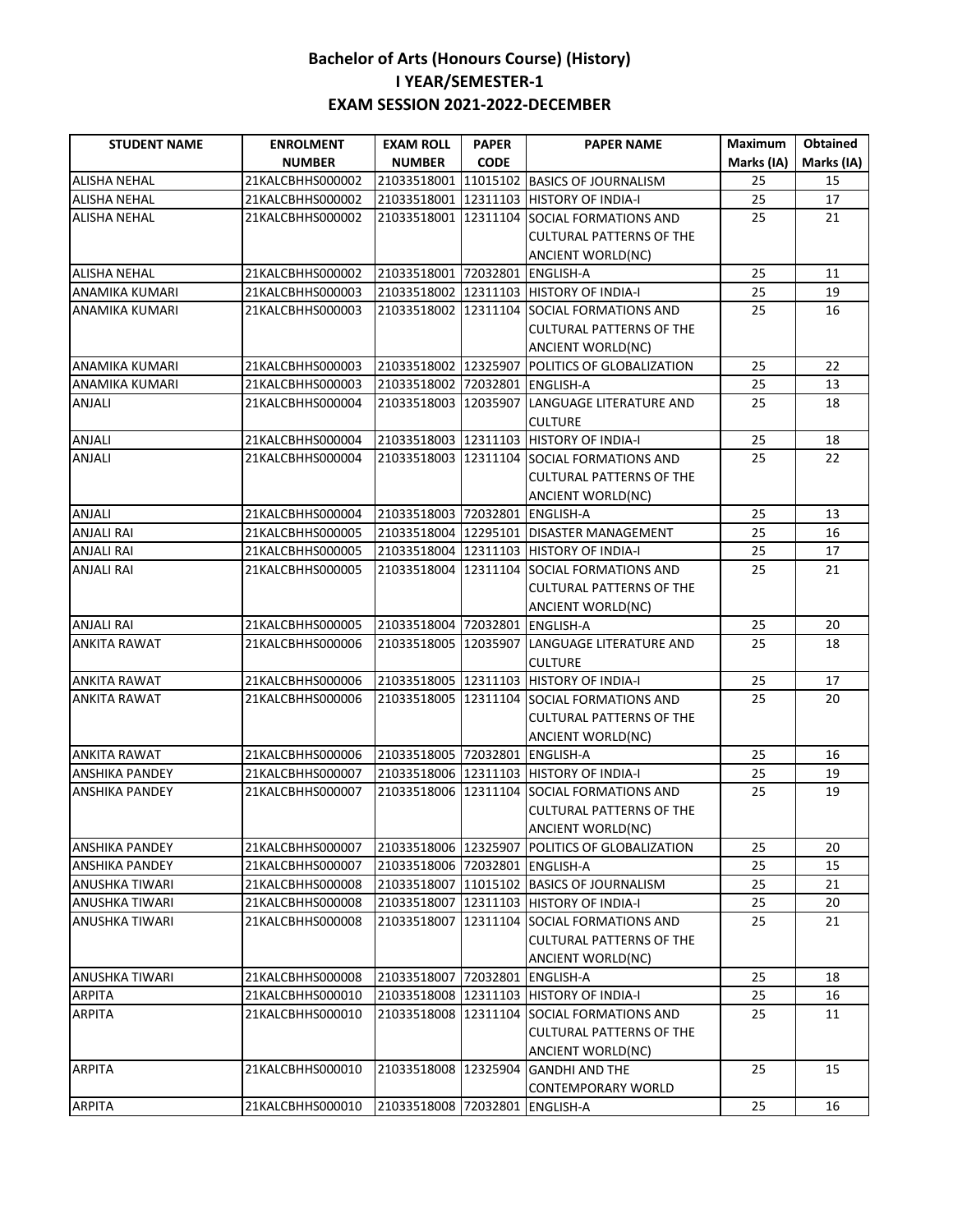# Bachelor of Arts (Honours Course) (History)
## I YEAR/SEMESTER-1
## EXAM SESSION 2021-2022-DECEMBER

| STUDENT NAME | ENROLMENT NUMBER | EXAM ROLL NUMBER | PAPER CODE | PAPER NAME | Maximum Marks (IA) | Obtained Marks (IA) |
|---|---|---|---|---|---|---|
| ALISHA NEHAL | 21KALCBHHS000002 | 21033518001 | 11015102 | BASICS OF JOURNALISM | 25 | 15 |
| ALISHA NEHAL | 21KALCBHHS000002 | 21033518001 | 12311103 | HISTORY OF INDIA-I | 25 | 17 |
| ALISHA NEHAL | 21KALCBHHS000002 | 21033518001 | 12311104 | SOCIAL FORMATIONS AND CULTURAL PATTERNS OF THE ANCIENT WORLD(NC) | 25 | 21 |
| ALISHA NEHAL | 21KALCBHHS000002 | 21033518001 | 72032801 | ENGLISH-A | 25 | 11 |
| ANAMIKA KUMARI | 21KALCBHHS000003 | 21033518002 | 12311103 | HISTORY OF INDIA-I | 25 | 19 |
| ANAMIKA KUMARI | 21KALCBHHS000003 | 21033518002 | 12311104 | SOCIAL FORMATIONS AND CULTURAL PATTERNS OF THE ANCIENT WORLD(NC) | 25 | 16 |
| ANAMIKA KUMARI | 21KALCBHHS000003 | 21033518002 | 12325907 | POLITICS OF GLOBALIZATION | 25 | 22 |
| ANAMIKA KUMARI | 21KALCBHHS000003 | 21033518002 | 72032801 | ENGLISH-A | 25 | 13 |
| ANJALI | 21KALCBHHS000004 | 21033518003 | 12035907 | LANGUAGE LITERATURE AND CULTURE | 25 | 18 |
| ANJALI | 21KALCBHHS000004 | 21033518003 | 12311103 | HISTORY OF INDIA-I | 25 | 18 |
| ANJALI | 21KALCBHHS000004 | 21033518003 | 12311104 | SOCIAL FORMATIONS AND CULTURAL PATTERNS OF THE ANCIENT WORLD(NC) | 25 | 22 |
| ANJALI | 21KALCBHHS000004 | 21033518003 | 72032801 | ENGLISH-A | 25 | 13 |
| ANJALI RAI | 21KALCBHHS000005 | 21033518004 | 12295101 | DISASTER MANAGEMENT | 25 | 16 |
| ANJALI RAI | 21KALCBHHS000005 | 21033518004 | 12311103 | HISTORY OF INDIA-I | 25 | 17 |
| ANJALI RAI | 21KALCBHHS000005 | 21033518004 | 12311104 | SOCIAL FORMATIONS AND CULTURAL PATTERNS OF THE ANCIENT WORLD(NC) | 25 | 21 |
| ANJALI RAI | 21KALCBHHS000005 | 21033518004 | 72032801 | ENGLISH-A | 25 | 20 |
| ANKITA RAWAT | 21KALCBHHS000006 | 21033518005 | 12035907 | LANGUAGE LITERATURE AND CULTURE | 25 | 18 |
| ANKITA RAWAT | 21KALCBHHS000006 | 21033518005 | 12311103 | HISTORY OF INDIA-I | 25 | 17 |
| ANKITA RAWAT | 21KALCBHHS000006 | 21033518005 | 12311104 | SOCIAL FORMATIONS AND CULTURAL PATTERNS OF THE ANCIENT WORLD(NC) | 25 | 20 |
| ANKITA RAWAT | 21KALCBHHS000006 | 21033518005 | 72032801 | ENGLISH-A | 25 | 16 |
| ANSHIKA PANDEY | 21KALCBHHS000007 | 21033518006 | 12311103 | HISTORY OF INDIA-I | 25 | 19 |
| ANSHIKA PANDEY | 21KALCBHHS000007 | 21033518006 | 12311104 | SOCIAL FORMATIONS AND CULTURAL PATTERNS OF THE ANCIENT WORLD(NC) | 25 | 19 |
| ANSHIKA PANDEY | 21KALCBHHS000007 | 21033518006 | 12325907 | POLITICS OF GLOBALIZATION | 25 | 20 |
| ANSHIKA PANDEY | 21KALCBHHS000007 | 21033518006 | 72032801 | ENGLISH-A | 25 | 15 |
| ANUSHKA TIWARI | 21KALCBHHS000008 | 21033518007 | 11015102 | BASICS OF JOURNALISM | 25 | 21 |
| ANUSHKA TIWARI | 21KALCBHHS000008 | 21033518007 | 12311103 | HISTORY OF INDIA-I | 25 | 20 |
| ANUSHKA TIWARI | 21KALCBHHS000008 | 21033518007 | 12311104 | SOCIAL FORMATIONS AND CULTURAL PATTERNS OF THE ANCIENT WORLD(NC) | 25 | 21 |
| ANUSHKA TIWARI | 21KALCBHHS000008 | 21033518007 | 72032801 | ENGLISH-A | 25 | 18 |
| ARPITA | 21KALCBHHS000010 | 21033518008 | 12311103 | HISTORY OF INDIA-I | 25 | 16 |
| ARPITA | 21KALCBHHS000010 | 21033518008 | 12311104 | SOCIAL FORMATIONS AND CULTURAL PATTERNS OF THE ANCIENT WORLD(NC) | 25 | 11 |
| ARPITA | 21KALCBHHS000010 | 21033518008 | 12325904 | GANDHI AND THE CONTEMPORARY WORLD | 25 | 15 |
| ARPITA | 21KALCBHHS000010 | 21033518008 | 72032801 | ENGLISH-A | 25 | 16 |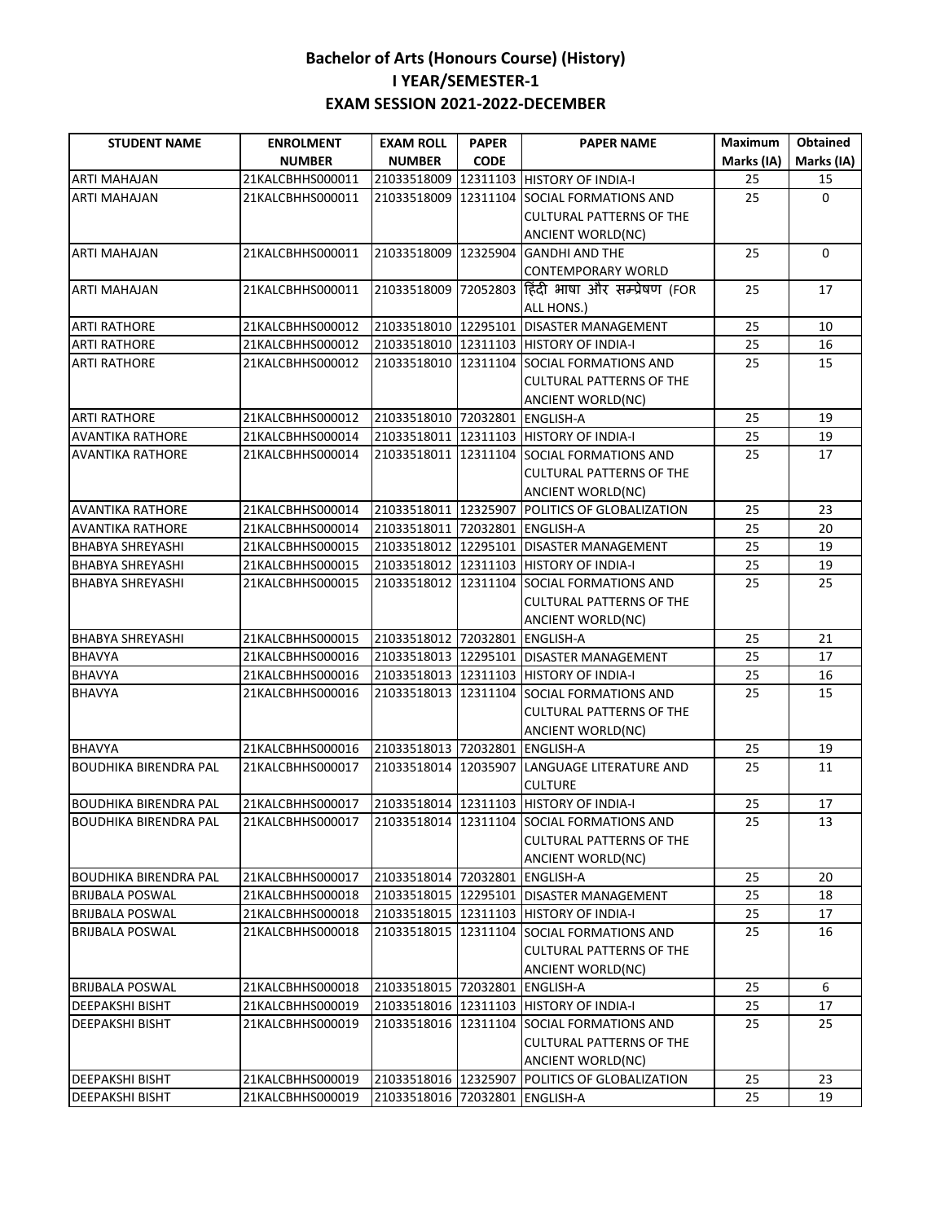# Bachelor of Arts (Honours Course) (History)
## I YEAR/SEMESTER-1
## EXAM SESSION 2021-2022-DECEMBER

| STUDENT NAME | ENROLMENT NUMBER | EXAM ROLL NUMBER | PAPER CODE | PAPER NAME | Maximum Marks (IA) | Obtained Marks (IA) |
|---|---|---|---|---|---|---|
| ARTI MAHAJAN | 21KALCBHHS000011 | 21033518009 | 12311103 | HISTORY OF INDIA-I | 25 | 15 |
| ARTI MAHAJAN | 21KALCBHHS000011 | 21033518009 | 12311104 | SOCIAL FORMATIONS AND CULTURAL PATTERNS OF THE ANCIENT WORLD(NC) | 25 | 0 |
| ARTI MAHAJAN | 21KALCBHHS000011 | 21033518009 | 12325904 | GANDHI AND THE CONTEMPORARY WORLD | 25 | 0 |
| ARTI MAHAJAN | 21KALCBHHS000011 | 21033518009 | 72052803 | हिंदी भाषा और सम्प्रेषण (FOR ALL HONS.) | 25 | 17 |
| ARTI RATHORE | 21KALCBHHS000012 | 21033518010 | 12295101 | DISASTER MANAGEMENT | 25 | 10 |
| ARTI RATHORE | 21KALCBHHS000012 | 21033518010 | 12311103 | HISTORY OF INDIA-I | 25 | 16 |
| ARTI RATHORE | 21KALCBHHS000012 | 21033518010 | 12311104 | SOCIAL FORMATIONS AND CULTURAL PATTERNS OF THE ANCIENT WORLD(NC) | 25 | 15 |
| ARTI RATHORE | 21KALCBHHS000012 | 21033518010 | 72032801 | ENGLISH-A | 25 | 19 |
| AVANTIKA RATHORE | 21KALCBHHS000014 | 21033518011 | 12311103 | HISTORY OF INDIA-I | 25 | 19 |
| AVANTIKA RATHORE | 21KALCBHHS000014 | 21033518011 | 12311104 | SOCIAL FORMATIONS AND CULTURAL PATTERNS OF THE ANCIENT WORLD(NC) | 25 | 17 |
| AVANTIKA RATHORE | 21KALCBHHS000014 | 21033518011 | 12325907 | POLITICS OF GLOBALIZATION | 25 | 23 |
| AVANTIKA RATHORE | 21KALCBHHS000014 | 21033518011 | 72032801 | ENGLISH-A | 25 | 20 |
| BHABYA SHREYASHI | 21KALCBHHS000015 | 21033518012 | 12295101 | DISASTER MANAGEMENT | 25 | 19 |
| BHABYA SHREYASHI | 21KALCBHHS000015 | 21033518012 | 12311103 | HISTORY OF INDIA-I | 25 | 19 |
| BHABYA SHREYASHI | 21KALCBHHS000015 | 21033518012 | 12311104 | SOCIAL FORMATIONS AND CULTURAL PATTERNS OF THE ANCIENT WORLD(NC) | 25 | 25 |
| BHABYA SHREYASHI | 21KALCBHHS000015 | 21033518012 | 72032801 | ENGLISH-A | 25 | 21 |
| BHAVYA | 21KALCBHHS000016 | 21033518013 | 12295101 | DISASTER MANAGEMENT | 25 | 17 |
| BHAVYA | 21KALCBHHS000016 | 21033518013 | 12311103 | HISTORY OF INDIA-I | 25 | 16 |
| BHAVYA | 21KALCBHHS000016 | 21033518013 | 12311104 | SOCIAL FORMATIONS AND CULTURAL PATTERNS OF THE ANCIENT WORLD(NC) | 25 | 15 |
| BHAVYA | 21KALCBHHS000016 | 21033518013 | 72032801 | ENGLISH-A | 25 | 19 |
| BOUDHIKA BIRENDRA PAL | 21KALCBHHS000017 | 21033518014 | 12035907 | LANGUAGE LITERATURE AND CULTURE | 25 | 11 |
| BOUDHIKA BIRENDRA PAL | 21KALCBHHS000017 | 21033518014 | 12311103 | HISTORY OF INDIA-I | 25 | 17 |
| BOUDHIKA BIRENDRA PAL | 21KALCBHHS000017 | 21033518014 | 12311104 | SOCIAL FORMATIONS AND CULTURAL PATTERNS OF THE ANCIENT WORLD(NC) | 25 | 13 |
| BOUDHIKA BIRENDRA PAL | 21KALCBHHS000017 | 21033518014 | 72032801 | ENGLISH-A | 25 | 20 |
| BRIJBALA POSWAL | 21KALCBHHS000018 | 21033518015 | 12295101 | DISASTER MANAGEMENT | 25 | 18 |
| BRIJBALA POSWAL | 21KALCBHHS000018 | 21033518015 | 12311103 | HISTORY OF INDIA-I | 25 | 17 |
| BRIJBALA POSWAL | 21KALCBHHS000018 | 21033518015 | 12311104 | SOCIAL FORMATIONS AND CULTURAL PATTERNS OF THE ANCIENT WORLD(NC) | 25 | 16 |
| BRIJBALA POSWAL | 21KALCBHHS000018 | 21033518015 | 72032801 | ENGLISH-A | 25 | 6 |
| DEEPAKSHI BISHT | 21KALCBHHS000019 | 21033518016 | 12311103 | HISTORY OF INDIA-I | 25 | 17 |
| DEEPAKSHI BISHT | 21KALCBHHS000019 | 21033518016 | 12311104 | SOCIAL FORMATIONS AND CULTURAL PATTERNS OF THE ANCIENT WORLD(NC) | 25 | 25 |
| DEEPAKSHI BISHT | 21KALCBHHS000019 | 21033518016 | 12325907 | POLITICS OF GLOBALIZATION | 25 | 23 |
| DEEPAKSHI BISHT | 21KALCBHHS000019 | 21033518016 | 72032801 | ENGLISH-A | 25 | 19 |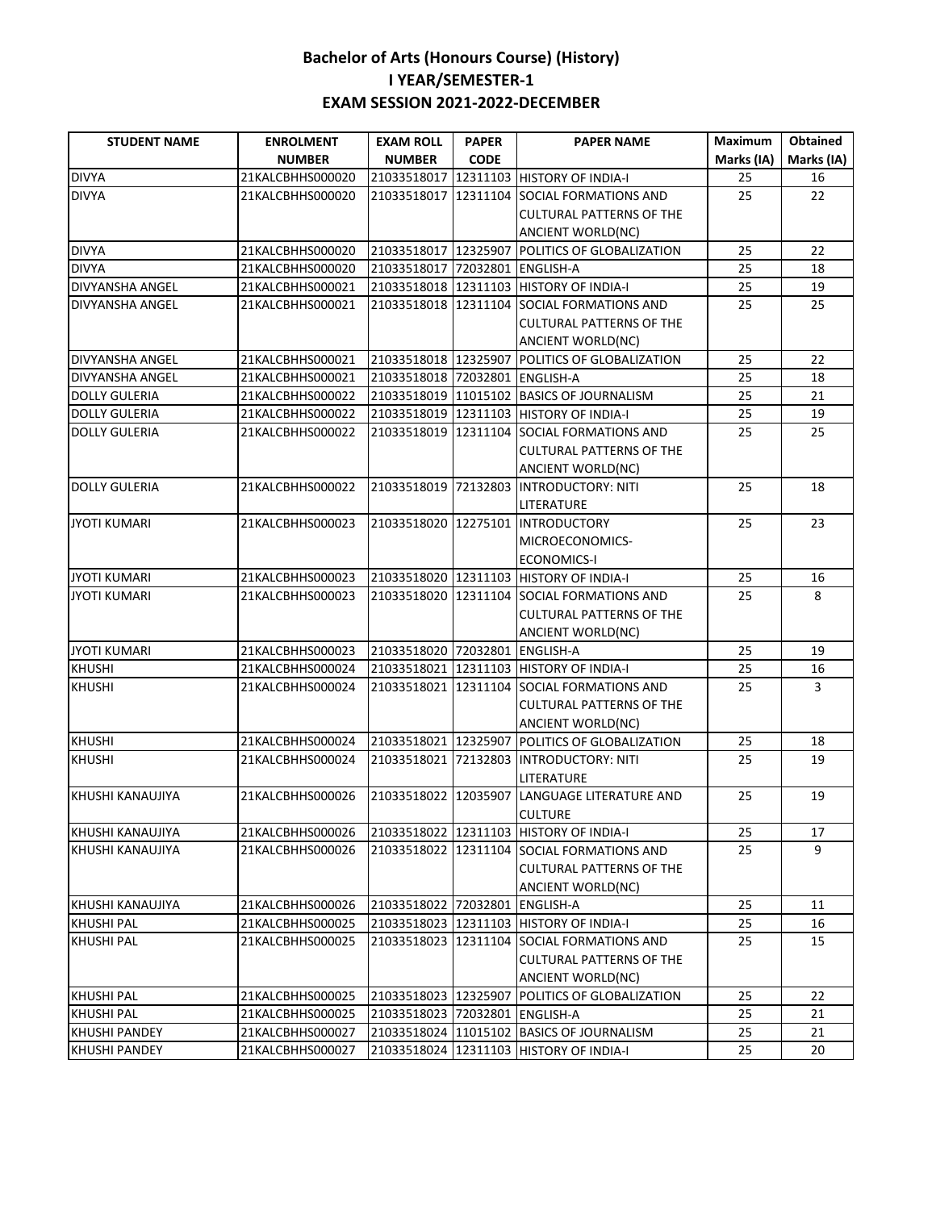# Bachelor of Arts (Honours Course) (History)
## I YEAR/SEMESTER-1
## EXAM SESSION 2021-2022-DECEMBER

| STUDENT NAME | ENROLMENT NUMBER | EXAM ROLL NUMBER | PAPER CODE | PAPER NAME | Maximum Marks (IA) | Obtained Marks (IA) |
|---|---|---|---|---|---|---|
| DIVYA | 21KALCBHHS000020 | 21033518017 | 12311103 | HISTORY OF INDIA-I | 25 | 16 |
| DIVYA | 21KALCBHHS000020 | 21033518017 | 12311104 | SOCIAL FORMATIONS AND CULTURAL PATTERNS OF THE ANCIENT WORLD(NC) | 25 | 22 |
| DIVYA | 21KALCBHHS000020 | 21033518017 | 12325907 | POLITICS OF GLOBALIZATION | 25 | 22 |
| DIVYA | 21KALCBHHS000020 | 21033518017 | 72032801 | ENGLISH-A | 25 | 18 |
| DIVYANSHA ANGEL | 21KALCBHHS000021 | 21033518018 | 12311103 | HISTORY OF INDIA-I | 25 | 19 |
| DIVYANSHA ANGEL | 21KALCBHHS000021 | 21033518018 | 12311104 | SOCIAL FORMATIONS AND CULTURAL PATTERNS OF THE ANCIENT WORLD(NC) | 25 | 25 |
| DIVYANSHA ANGEL | 21KALCBHHS000021 | 21033518018 | 12325907 | POLITICS OF GLOBALIZATION | 25 | 22 |
| DIVYANSHA ANGEL | 21KALCBHHS000021 | 21033518018 | 72032801 | ENGLISH-A | 25 | 18 |
| DOLLY GULERIA | 21KALCBHHS000022 | 21033518019 | 11015102 | BASICS OF JOURNALISM | 25 | 21 |
| DOLLY GULERIA | 21KALCBHHS000022 | 21033518019 | 12311103 | HISTORY OF INDIA-I | 25 | 19 |
| DOLLY GULERIA | 21KALCBHHS000022 | 21033518019 | 12311104 | SOCIAL FORMATIONS AND CULTURAL PATTERNS OF THE ANCIENT WORLD(NC) | 25 | 25 |
| DOLLY GULERIA | 21KALCBHHS000022 | 21033518019 | 72132803 | INTRODUCTORY: NITI LITERATURE | 25 | 18 |
| JYOTI KUMARI | 21KALCBHHS000023 | 21033518020 | 12275101 | INTRODUCTORY MICROECONOMICS-ECONOMICS-I | 25 | 23 |
| JYOTI KUMARI | 21KALCBHHS000023 | 21033518020 | 12311103 | HISTORY OF INDIA-I | 25 | 16 |
| JYOTI KUMARI | 21KALCBHHS000023 | 21033518020 | 12311104 | SOCIAL FORMATIONS AND CULTURAL PATTERNS OF THE ANCIENT WORLD(NC) | 25 | 8 |
| JYOTI KUMARI | 21KALCBHHS000023 | 21033518020 | 72032801 | ENGLISH-A | 25 | 19 |
| KHUSHI | 21KALCBHHS000024 | 21033518021 | 12311103 | HISTORY OF INDIA-I | 25 | 16 |
| KHUSHI | 21KALCBHHS000024 | 21033518021 | 12311104 | SOCIAL FORMATIONS AND CULTURAL PATTERNS OF THE ANCIENT WORLD(NC) | 25 | 3 |
| KHUSHI | 21KALCBHHS000024 | 21033518021 | 12325907 | POLITICS OF GLOBALIZATION | 25 | 18 |
| KHUSHI | 21KALCBHHS000024 | 21033518021 | 72132803 | INTRODUCTORY: NITI LITERATURE | 25 | 19 |
| KHUSHI KANAUJIYA | 21KALCBHHS000026 | 21033518022 | 12035907 | LANGUAGE LITERATURE AND CULTURE | 25 | 19 |
| KHUSHI KANAUJIYA | 21KALCBHHS000026 | 21033518022 | 12311103 | HISTORY OF INDIA-I | 25 | 17 |
| KHUSHI KANAUJIYA | 21KALCBHHS000026 | 21033518022 | 12311104 | SOCIAL FORMATIONS AND CULTURAL PATTERNS OF THE ANCIENT WORLD(NC) | 25 | 9 |
| KHUSHI KANAUJIYA | 21KALCBHHS000026 | 21033518022 | 72032801 | ENGLISH-A | 25 | 11 |
| KHUSHI PAL | 21KALCBHHS000025 | 21033518023 | 12311103 | HISTORY OF INDIA-I | 25 | 16 |
| KHUSHI PAL | 21KALCBHHS000025 | 21033518023 | 12311104 | SOCIAL FORMATIONS AND CULTURAL PATTERNS OF THE ANCIENT WORLD(NC) | 25 | 15 |
| KHUSHI PAL | 21KALCBHHS000025 | 21033518023 | 12325907 | POLITICS OF GLOBALIZATION | 25 | 22 |
| KHUSHI PAL | 21KALCBHHS000025 | 21033518023 | 72032801 | ENGLISH-A | 25 | 21 |
| KHUSHI PANDEY | 21KALCBHHS000027 | 21033518024 | 11015102 | BASICS OF JOURNALISM | 25 | 21 |
| KHUSHI PANDEY | 21KALCBHHS000027 | 21033518024 | 12311103 | HISTORY OF INDIA-I | 25 | 20 |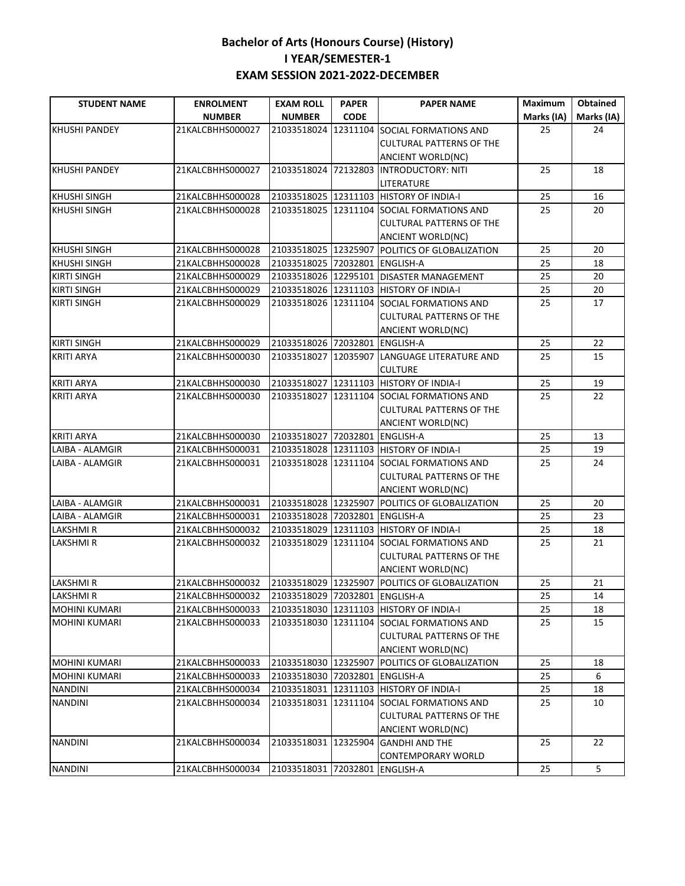# Bachelor of Arts (Honours Course) (History)
## I YEAR/SEMESTER-1
## EXAM SESSION 2021-2022-DECEMBER

| STUDENT NAME | ENROLMENT NUMBER | EXAM ROLL NUMBER | PAPER CODE | PAPER NAME | Maximum Marks (IA) | Obtained Marks (IA) |
|---|---|---|---|---|---|---|
| KHUSHI PANDEY | 21KALCBHHS000027 | 21033518024 | 12311104 | SOCIAL FORMATIONS AND CULTURAL PATTERNS OF THE ANCIENT WORLD(NC) | 25 | 24 |
| KHUSHI PANDEY | 21KALCBHHS000027 | 21033518024 | 72132803 | INTRODUCTORY: NITI LITERATURE | 25 | 18 |
| KHUSHI SINGH | 21KALCBHHS000028 | 21033518025 | 12311103 | HISTORY OF INDIA-I | 25 | 16 |
| KHUSHI SINGH | 21KALCBHHS000028 | 21033518025 | 12311104 | SOCIAL FORMATIONS AND CULTURAL PATTERNS OF THE ANCIENT WORLD(NC) | 25 | 20 |
| KHUSHI SINGH | 21KALCBHHS000028 | 21033518025 | 12325907 | POLITICS OF GLOBALIZATION | 25 | 20 |
| KHUSHI SINGH | 21KALCBHHS000028 | 21033518025 | 72032801 | ENGLISH-A | 25 | 18 |
| KIRTI SINGH | 21KALCBHHS000029 | 21033518026 | 12295101 | DISASTER MANAGEMENT | 25 | 20 |
| KIRTI SINGH | 21KALCBHHS000029 | 21033518026 | 12311103 | HISTORY OF INDIA-I | 25 | 20 |
| KIRTI SINGH | 21KALCBHHS000029 | 21033518026 | 12311104 | SOCIAL FORMATIONS AND CULTURAL PATTERNS OF THE ANCIENT WORLD(NC) | 25 | 17 |
| KIRTI SINGH | 21KALCBHHS000029 | 21033518026 | 72032801 | ENGLISH-A | 25 | 22 |
| KRITI ARYA | 21KALCBHHS000030 | 21033518027 | 12035907 | LANGUAGE LITERATURE AND CULTURE | 25 | 15 |
| KRITI ARYA | 21KALCBHHS000030 | 21033518027 | 12311103 | HISTORY OF INDIA-I | 25 | 19 |
| KRITI ARYA | 21KALCBHHS000030 | 21033518027 | 12311104 | SOCIAL FORMATIONS AND CULTURAL PATTERNS OF THE ANCIENT WORLD(NC) | 25 | 22 |
| KRITI ARYA | 21KALCBHHS000030 | 21033518027 | 72032801 | ENGLISH-A | 25 | 13 |
| LAIBA - ALAMGIR | 21KALCBHHS000031 | 21033518028 | 12311103 | HISTORY OF INDIA-I | 25 | 19 |
| LAIBA - ALAMGIR | 21KALCBHHS000031 | 21033518028 | 12311104 | SOCIAL FORMATIONS AND CULTURAL PATTERNS OF THE ANCIENT WORLD(NC) | 25 | 24 |
| LAIBA - ALAMGIR | 21KALCBHHS000031 | 21033518028 | 12325907 | POLITICS OF GLOBALIZATION | 25 | 20 |
| LAIBA - ALAMGIR | 21KALCBHHS000031 | 21033518028 | 72032801 | ENGLISH-A | 25 | 23 |
| LAKSHMI R | 21KALCBHHS000032 | 21033518029 | 12311103 | HISTORY OF INDIA-I | 25 | 18 |
| LAKSHMI R | 21KALCBHHS000032 | 21033518029 | 12311104 | SOCIAL FORMATIONS AND CULTURAL PATTERNS OF THE ANCIENT WORLD(NC) | 25 | 21 |
| LAKSHMI R | 21KALCBHHS000032 | 21033518029 | 12325907 | POLITICS OF GLOBALIZATION | 25 | 21 |
| LAKSHMI R | 21KALCBHHS000032 | 21033518029 | 72032801 | ENGLISH-A | 25 | 14 |
| MOHINI KUMARI | 21KALCBHHS000033 | 21033518030 | 12311103 | HISTORY OF INDIA-I | 25 | 18 |
| MOHINI KUMARI | 21KALCBHHS000033 | 21033518030 | 12311104 | SOCIAL FORMATIONS AND CULTURAL PATTERNS OF THE ANCIENT WORLD(NC) | 25 | 15 |
| MOHINI KUMARI | 21KALCBHHS000033 | 21033518030 | 12325907 | POLITICS OF GLOBALIZATION | 25 | 18 |
| MOHINI KUMARI | 21KALCBHHS000033 | 21033518030 | 72032801 | ENGLISH-A | 25 | 6 |
| NANDINI | 21KALCBHHS000034 | 21033518031 | 12311103 | HISTORY OF INDIA-I | 25 | 18 |
| NANDINI | 21KALCBHHS000034 | 21033518031 | 12311104 | SOCIAL FORMATIONS AND CULTURAL PATTERNS OF THE ANCIENT WORLD(NC) | 25 | 10 |
| NANDINI | 21KALCBHHS000034 | 21033518031 | 12325904 | GANDHI AND THE CONTEMPORARY WORLD | 25 | 22 |
| NANDINI | 21KALCBHHS000034 | 21033518031 | 72032801 | ENGLISH-A | 25 | 5 |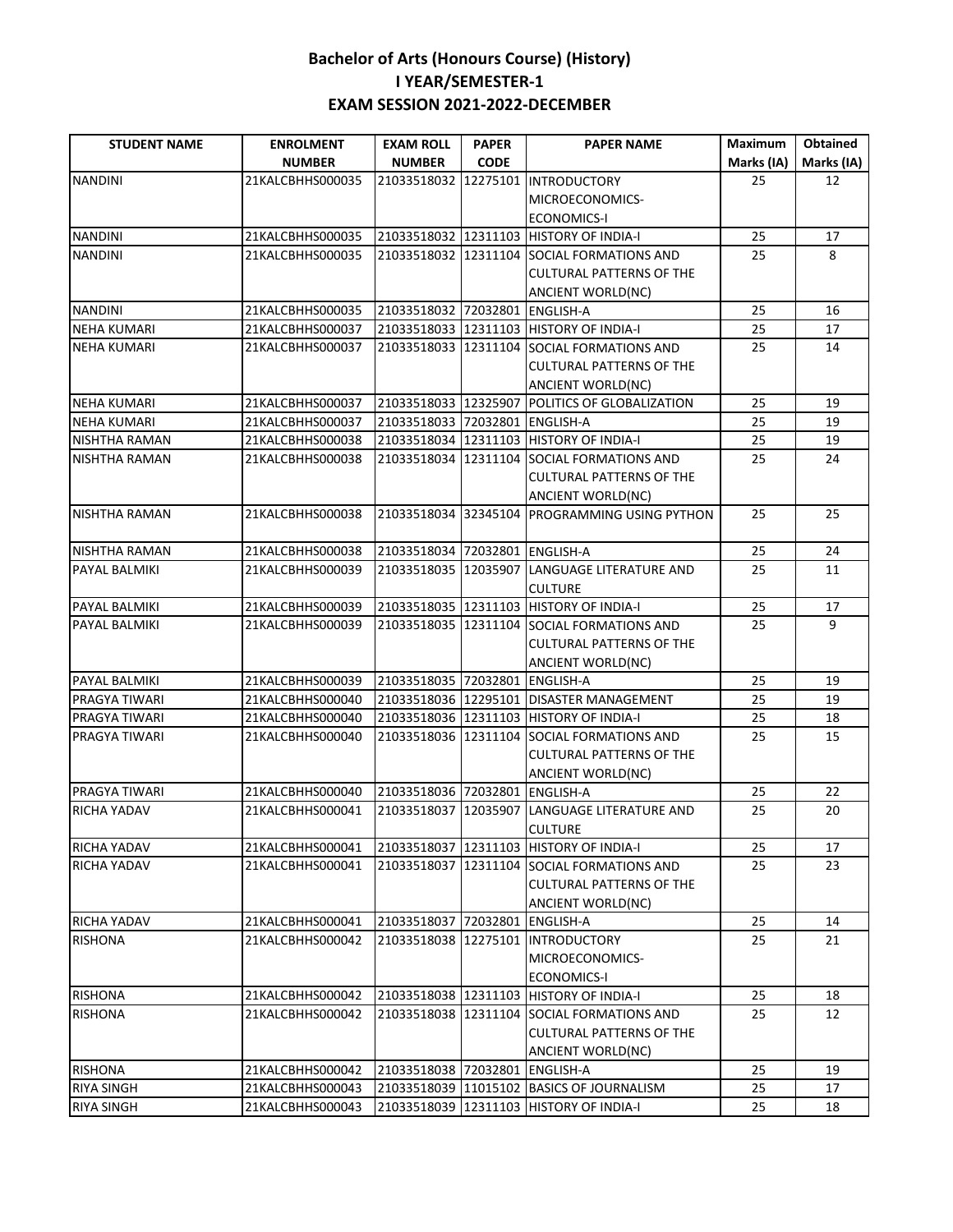# Bachelor of Arts (Honours Course) (History)
## I YEAR/SEMESTER-1
## EXAM SESSION 2021-2022-DECEMBER

| STUDENT NAME | ENROLMENT NUMBER | EXAM ROLL NUMBER | PAPER CODE | PAPER NAME | Maximum Marks (IA) | Obtained Marks (IA) |
|---|---|---|---|---|---|---|
| NANDINI | 21KALCBHHS000035 | 21033518032 | 12275101 | INTRODUCTORY MICROECONOMICS-ECONOMICS-I | 25 | 12 |
| NANDINI | 21KALCBHHS000035 | 21033518032 | 12311103 | HISTORY OF INDIA-I | 25 | 17 |
| NANDINI | 21KALCBHHS000035 | 21033518032 | 12311104 | SOCIAL FORMATIONS AND CULTURAL PATTERNS OF THE ANCIENT WORLD(NC) | 25 | 8 |
| NANDINI | 21KALCBHHS000035 | 21033518032 | 72032801 | ENGLISH-A | 25 | 16 |
| NEHA KUMARI | 21KALCBHHS000037 | 21033518033 | 12311103 | HISTORY OF INDIA-I | 25 | 17 |
| NEHA KUMARI | 21KALCBHHS000037 | 21033518033 | 12311104 | SOCIAL FORMATIONS AND CULTURAL PATTERNS OF THE ANCIENT WORLD(NC) | 25 | 14 |
| NEHA KUMARI | 21KALCBHHS000037 | 21033518033 | 12325907 | POLITICS OF GLOBALIZATION | 25 | 19 |
| NEHA KUMARI | 21KALCBHHS000037 | 21033518033 | 72032801 | ENGLISH-A | 25 | 19 |
| NISHTHA RAMAN | 21KALCBHHS000038 | 21033518034 | 12311103 | HISTORY OF INDIA-I | 25 | 19 |
| NISHTHA RAMAN | 21KALCBHHS000038 | 21033518034 | 12311104 | SOCIAL FORMATIONS AND CULTURAL PATTERNS OF THE ANCIENT WORLD(NC) | 25 | 24 |
| NISHTHA RAMAN | 21KALCBHHS000038 | 21033518034 | 32345104 | PROGRAMMING USING PYTHON | 25 | 25 |
| NISHTHA RAMAN | 21KALCBHHS000038 | 21033518034 | 72032801 | ENGLISH-A | 25 | 24 |
| PAYAL BALMIKI | 21KALCBHHS000039 | 21033518035 | 12035907 | LANGUAGE LITERATURE AND CULTURE | 25 | 11 |
| PAYAL BALMIKI | 21KALCBHHS000039 | 21033518035 | 12311103 | HISTORY OF INDIA-I | 25 | 17 |
| PAYAL BALMIKI | 21KALCBHHS000039 | 21033518035 | 12311104 | SOCIAL FORMATIONS AND CULTURAL PATTERNS OF THE ANCIENT WORLD(NC) | 25 | 9 |
| PAYAL BALMIKI | 21KALCBHHS000039 | 21033518035 | 72032801 | ENGLISH-A | 25 | 19 |
| PRAGYA TIWARI | 21KALCBHHS000040 | 21033518036 | 12295101 | DISASTER MANAGEMENT | 25 | 19 |
| PRAGYA TIWARI | 21KALCBHHS000040 | 21033518036 | 12311103 | HISTORY OF INDIA-I | 25 | 18 |
| PRAGYA TIWARI | 21KALCBHHS000040 | 21033518036 | 12311104 | SOCIAL FORMATIONS AND CULTURAL PATTERNS OF THE ANCIENT WORLD(NC) | 25 | 15 |
| PRAGYA TIWARI | 21KALCBHHS000040 | 21033518036 | 72032801 | ENGLISH-A | 25 | 22 |
| RICHA YADAV | 21KALCBHHS000041 | 21033518037 | 12035907 | LANGUAGE LITERATURE AND CULTURE | 25 | 20 |
| RICHA YADAV | 21KALCBHHS000041 | 21033518037 | 12311103 | HISTORY OF INDIA-I | 25 | 17 |
| RICHA YADAV | 21KALCBHHS000041 | 21033518037 | 12311104 | SOCIAL FORMATIONS AND CULTURAL PATTERNS OF THE ANCIENT WORLD(NC) | 25 | 23 |
| RICHA YADAV | 21KALCBHHS000041 | 21033518037 | 72032801 | ENGLISH-A | 25 | 14 |
| RISHONA | 21KALCBHHS000042 | 21033518038 | 12275101 | INTRODUCTORY MICROECONOMICS-ECONOMICS-I | 25 | 21 |
| RISHONA | 21KALCBHHS000042 | 21033518038 | 12311103 | HISTORY OF INDIA-I | 25 | 18 |
| RISHONA | 21KALCBHHS000042 | 21033518038 | 12311104 | SOCIAL FORMATIONS AND CULTURAL PATTERNS OF THE ANCIENT WORLD(NC) | 25 | 12 |
| RISHONA | 21KALCBHHS000042 | 21033518038 | 72032801 | ENGLISH-A | 25 | 19 |
| RIYA SINGH | 21KALCBHHS000043 | 21033518039 | 11015102 | BASICS OF JOURNALISM | 25 | 17 |
| RIYA SINGH | 21KALCBHHS000043 | 21033518039 | 12311103 | HISTORY OF INDIA-I | 25 | 18 |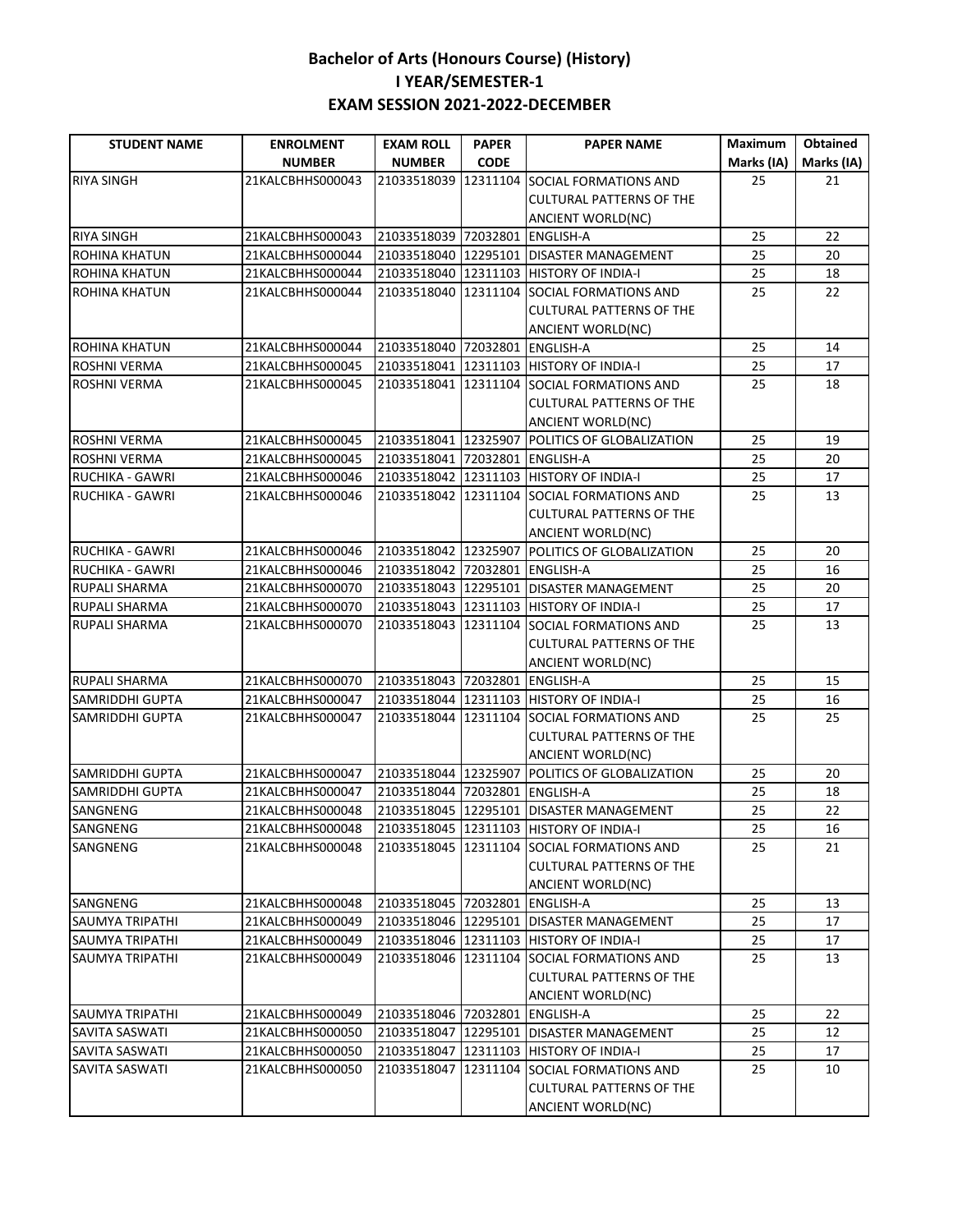# Bachelor of Arts (Honours Course) (History)
## I YEAR/SEMESTER-1
## EXAM SESSION 2021-2022-DECEMBER

| STUDENT NAME | ENROLMENT NUMBER | EXAM ROLL NUMBER | PAPER CODE | PAPER NAME | Maximum Marks (IA) | Obtained Marks (IA) |
|---|---|---|---|---|---|---|
| RIYA SINGH | 21KALCBHHS000043 | 21033518039 | 12311104 | SOCIAL FORMATIONS AND CULTURAL PATTERNS OF THE ANCIENT WORLD(NC) | 25 | 21 |
| RIYA SINGH | 21KALCBHHS000043 | 21033518039 | 72032801 | ENGLISH-A | 25 | 22 |
| ROHINA KHATUN | 21KALCBHHS000044 | 21033518040 | 12295101 | DISASTER MANAGEMENT | 25 | 20 |
| ROHINA KHATUN | 21KALCBHHS000044 | 21033518040 | 12311103 | HISTORY OF INDIA-I | 25 | 18 |
| ROHINA KHATUN | 21KALCBHHS000044 | 21033518040 | 12311104 | SOCIAL FORMATIONS AND CULTURAL PATTERNS OF THE ANCIENT WORLD(NC) | 25 | 22 |
| ROHINA KHATUN | 21KALCBHHS000044 | 21033518040 | 72032801 | ENGLISH-A | 25 | 14 |
| ROSHNI VERMA | 21KALCBHHS000045 | 21033518041 | 12311103 | HISTORY OF INDIA-I | 25 | 17 |
| ROSHNI VERMA | 21KALCBHHS000045 | 21033518041 | 12311104 | SOCIAL FORMATIONS AND CULTURAL PATTERNS OF THE ANCIENT WORLD(NC) | 25 | 18 |
| ROSHNI VERMA | 21KALCBHHS000045 | 21033518041 | 12325907 | POLITICS OF GLOBALIZATION | 25 | 19 |
| ROSHNI VERMA | 21KALCBHHS000045 | 21033518041 | 72032801 | ENGLISH-A | 25 | 20 |
| RUCHIKA - GAWRI | 21KALCBHHS000046 | 21033518042 | 12311103 | HISTORY OF INDIA-I | 25 | 17 |
| RUCHIKA - GAWRI | 21KALCBHHS000046 | 21033518042 | 12311104 | SOCIAL FORMATIONS AND CULTURAL PATTERNS OF THE ANCIENT WORLD(NC) | 25 | 13 |
| RUCHIKA - GAWRI | 21KALCBHHS000046 | 21033518042 | 12325907 | POLITICS OF GLOBALIZATION | 25 | 20 |
| RUCHIKA - GAWRI | 21KALCBHHS000046 | 21033518042 | 72032801 | ENGLISH-A | 25 | 16 |
| RUPALI SHARMA | 21KALCBHHS000070 | 21033518043 | 12295101 | DISASTER MANAGEMENT | 25 | 20 |
| RUPALI SHARMA | 21KALCBHHS000070 | 21033518043 | 12311103 | HISTORY OF INDIA-I | 25 | 17 |
| RUPALI SHARMA | 21KALCBHHS000070 | 21033518043 | 12311104 | SOCIAL FORMATIONS AND CULTURAL PATTERNS OF THE ANCIENT WORLD(NC) | 25 | 13 |
| RUPALI SHARMA | 21KALCBHHS000070 | 21033518043 | 72032801 | ENGLISH-A | 25 | 15 |
| SAMRIDDHI GUPTA | 21KALCBHHS000047 | 21033518044 | 12311103 | HISTORY OF INDIA-I | 25 | 16 |
| SAMRIDDHI GUPTA | 21KALCBHHS000047 | 21033518044 | 12311104 | SOCIAL FORMATIONS AND CULTURAL PATTERNS OF THE ANCIENT WORLD(NC) | 25 | 25 |
| SAMRIDDHI GUPTA | 21KALCBHHS000047 | 21033518044 | 12325907 | POLITICS OF GLOBALIZATION | 25 | 20 |
| SAMRIDDHI GUPTA | 21KALCBHHS000047 | 21033518044 | 72032801 | ENGLISH-A | 25 | 18 |
| SANGNENG | 21KALCBHHS000048 | 21033518045 | 12295101 | DISASTER MANAGEMENT | 25 | 22 |
| SANGNENG | 21KALCBHHS000048 | 21033518045 | 12311103 | HISTORY OF INDIA-I | 25 | 16 |
| SANGNENG | 21KALCBHHS000048 | 21033518045 | 12311104 | SOCIAL FORMATIONS AND CULTURAL PATTERNS OF THE ANCIENT WORLD(NC) | 25 | 21 |
| SANGNENG | 21KALCBHHS000048 | 21033518045 | 72032801 | ENGLISH-A | 25 | 13 |
| SAUMYA TRIPATHI | 21KALCBHHS000049 | 21033518046 | 12295101 | DISASTER MANAGEMENT | 25 | 17 |
| SAUMYA TRIPATHI | 21KALCBHHS000049 | 21033518046 | 12311103 | HISTORY OF INDIA-I | 25 | 17 |
| SAUMYA TRIPATHI | 21KALCBHHS000049 | 21033518046 | 12311104 | SOCIAL FORMATIONS AND CULTURAL PATTERNS OF THE ANCIENT WORLD(NC) | 25 | 13 |
| SAUMYA TRIPATHI | 21KALCBHHS000049 | 21033518046 | 72032801 | ENGLISH-A | 25 | 22 |
| SAVITA SASWATI | 21KALCBHHS000050 | 21033518047 | 12295101 | DISASTER MANAGEMENT | 25 | 12 |
| SAVITA SASWATI | 21KALCBHHS000050 | 21033518047 | 12311103 | HISTORY OF INDIA-I | 25 | 17 |
| SAVITA SASWATI | 21KALCBHHS000050 | 21033518047 | 12311104 | SOCIAL FORMATIONS AND CULTURAL PATTERNS OF THE ANCIENT WORLD(NC) | 25 | 10 |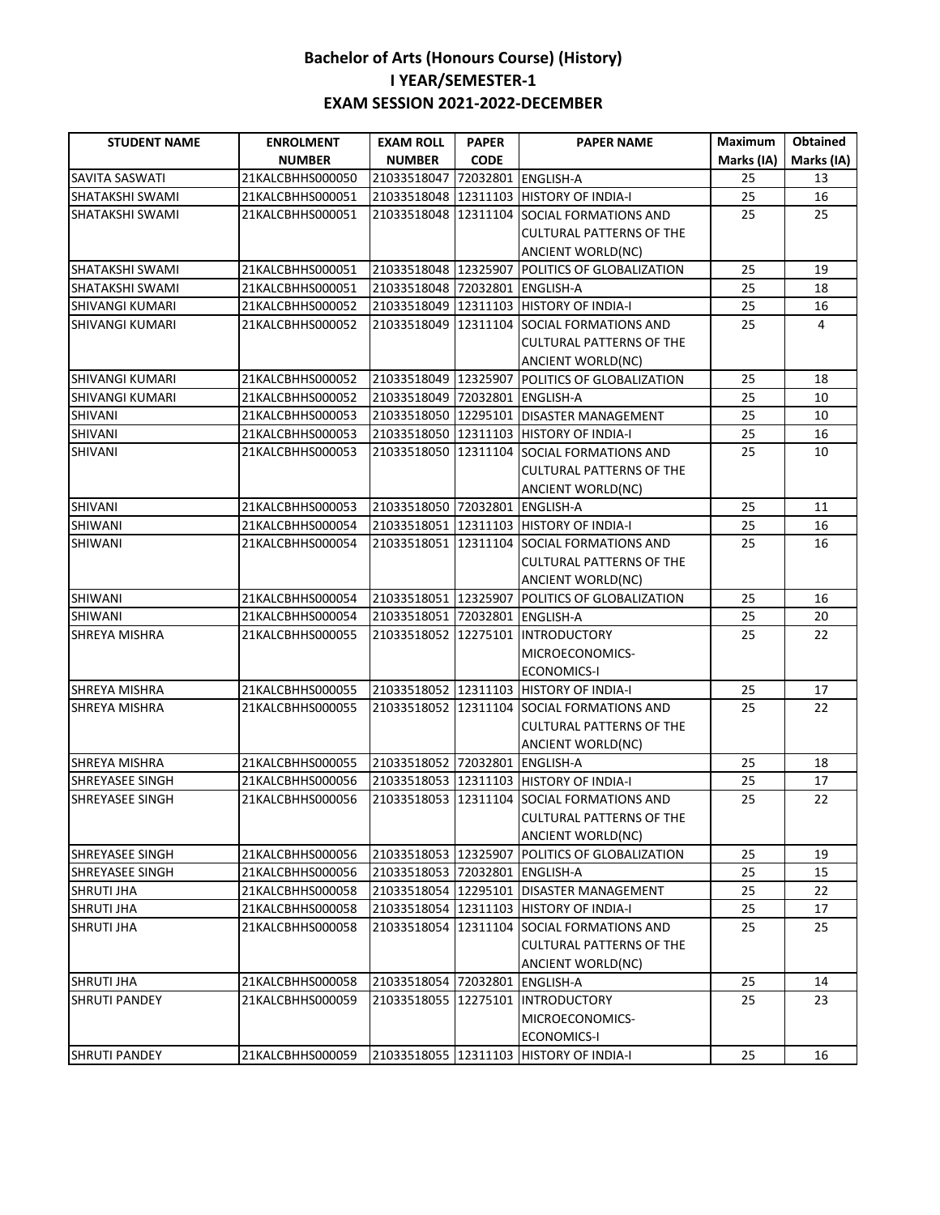# Bachelor of Arts (Honours Course) (History)
## I YEAR/SEMESTER-1
## EXAM SESSION 2021-2022-DECEMBER

| STUDENT NAME | ENROLMENT NUMBER | EXAM ROLL NUMBER | PAPER CODE | PAPER NAME | Maximum Marks (IA) | Obtained Marks (IA) |
|---|---|---|---|---|---|---|
| SAVITA SASWATI | 21KALCBHHS000050 | 21033518047 | 72032801 | ENGLISH-A | 25 | 13 |
| SHATAKSHI SWAMI | 21KALCBHHS000051 | 21033518048 | 12311103 | HISTORY OF INDIA-I | 25 | 16 |
| SHATAKSHI SWAMI | 21KALCBHHS000051 | 21033518048 | 12311104 | SOCIAL FORMATIONS AND CULTURAL PATTERNS OF THE ANCIENT WORLD(NC) | 25 | 25 |
| SHATAKSHI SWAMI | 21KALCBHHS000051 | 21033518048 | 12325907 | POLITICS OF GLOBALIZATION | 25 | 19 |
| SHATAKSHI SWAMI | 21KALCBHHS000051 | 21033518048 | 72032801 | ENGLISH-A | 25 | 18 |
| SHIVANGI KUMARI | 21KALCBHHS000052 | 21033518049 | 12311103 | HISTORY OF INDIA-I | 25 | 16 |
| SHIVANGI KUMARI | 21KALCBHHS000052 | 21033518049 | 12311104 | SOCIAL FORMATIONS AND CULTURAL PATTERNS OF THE ANCIENT WORLD(NC) | 25 | 4 |
| SHIVANGI KUMARI | 21KALCBHHS000052 | 21033518049 | 12325907 | POLITICS OF GLOBALIZATION | 25 | 18 |
| SHIVANGI KUMARI | 21KALCBHHS000052 | 21033518049 | 72032801 | ENGLISH-A | 25 | 10 |
| SHIVANI | 21KALCBHHS000053 | 21033518050 | 12295101 | DISASTER MANAGEMENT | 25 | 10 |
| SHIVANI | 21KALCBHHS000053 | 21033518050 | 12311103 | HISTORY OF INDIA-I | 25 | 16 |
| SHIVANI | 21KALCBHHS000053 | 21033518050 | 12311104 | SOCIAL FORMATIONS AND CULTURAL PATTERNS OF THE ANCIENT WORLD(NC) | 25 | 10 |
| SHIVANI | 21KALCBHHS000053 | 21033518050 | 72032801 | ENGLISH-A | 25 | 11 |
| SHIWANI | 21KALCBHHS000054 | 21033518051 | 12311103 | HISTORY OF INDIA-I | 25 | 16 |
| SHIWANI | 21KALCBHHS000054 | 21033518051 | 12311104 | SOCIAL FORMATIONS AND CULTURAL PATTERNS OF THE ANCIENT WORLD(NC) | 25 | 16 |
| SHIWANI | 21KALCBHHS000054 | 21033518051 | 12325907 | POLITICS OF GLOBALIZATION | 25 | 16 |
| SHIWANI | 21KALCBHHS000054 | 21033518051 | 72032801 | ENGLISH-A | 25 | 20 |
| SHREYA MISHRA | 21KALCBHHS000055 | 21033518052 | 12275101 | INTRODUCTORY MICROECONOMICS-ECONOMICS-I | 25 | 22 |
| SHREYA MISHRA | 21KALCBHHS000055 | 21033518052 | 12311103 | HISTORY OF INDIA-I | 25 | 17 |
| SHREYA MISHRA | 21KALCBHHS000055 | 21033518052 | 12311104 | SOCIAL FORMATIONS AND CULTURAL PATTERNS OF THE ANCIENT WORLD(NC) | 25 | 22 |
| SHREYA MISHRA | 21KALCBHHS000055 | 21033518052 | 72032801 | ENGLISH-A | 25 | 18 |
| SHREYASEE SINGH | 21KALCBHHS000056 | 21033518053 | 12311103 | HISTORY OF INDIA-I | 25 | 17 |
| SHREYASEE SINGH | 21KALCBHHS000056 | 21033518053 | 12311104 | SOCIAL FORMATIONS AND CULTURAL PATTERNS OF THE ANCIENT WORLD(NC) | 25 | 22 |
| SHREYASEE SINGH | 21KALCBHHS000056 | 21033518053 | 12325907 | POLITICS OF GLOBALIZATION | 25 | 19 |
| SHREYASEE SINGH | 21KALCBHHS000056 | 21033518053 | 72032801 | ENGLISH-A | 25 | 15 |
| SHRUTI JHA | 21KALCBHHS000058 | 21033518054 | 12295101 | DISASTER MANAGEMENT | 25 | 22 |
| SHRUTI JHA | 21KALCBHHS000058 | 21033518054 | 12311103 | HISTORY OF INDIA-I | 25 | 17 |
| SHRUTI JHA | 21KALCBHHS000058 | 21033518054 | 12311104 | SOCIAL FORMATIONS AND CULTURAL PATTERNS OF THE ANCIENT WORLD(NC) | 25 | 25 |
| SHRUTI JHA | 21KALCBHHS000058 | 21033518054 | 72032801 | ENGLISH-A | 25 | 14 |
| SHRUTI PANDEY | 21KALCBHHS000059 | 21033518055 | 12275101 | INTRODUCTORY MICROECONOMICS-ECONOMICS-I | 25 | 23 |
| SHRUTI PANDEY | 21KALCBHHS000059 | 21033518055 | 12311103 | HISTORY OF INDIA-I | 25 | 16 |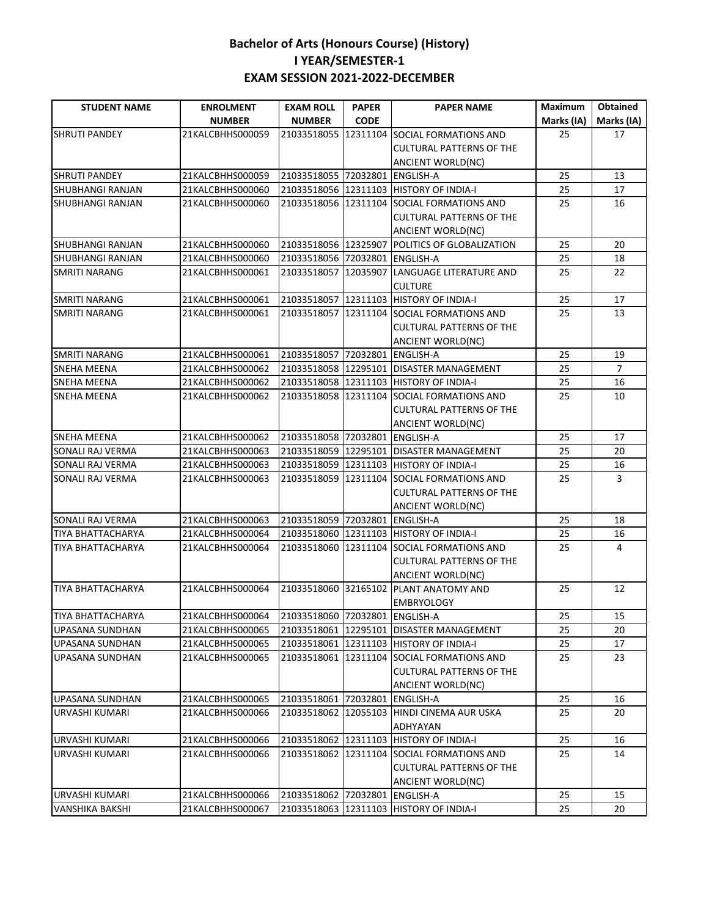# Bachelor of Arts (Honours Course) (History)
## I YEAR/SEMESTER-1
## EXAM SESSION 2021-2022-DECEMBER

| STUDENT NAME | ENROLMENT NUMBER | EXAM ROLL NUMBER | PAPER CODE | PAPER NAME | Maximum Marks (IA) | Obtained Marks (IA) |
|---|---|---|---|---|---|---|
| SHRUTI PANDEY | 21KALCBHHS000059 | 21033518055 | 12311104 | SOCIAL FORMATIONS AND CULTURAL PATTERNS OF THE ANCIENT WORLD(NC) | 25 | 17 |
| SHRUTI PANDEY | 21KALCBHHS000059 | 21033518055 | 72032801 | ENGLISH-A | 25 | 13 |
| SHUBHANGI RANJAN | 21KALCBHHS000060 | 21033518056 | 12311103 | HISTORY OF INDIA-I | 25 | 17 |
| SHUBHANGI RANJAN | 21KALCBHHS000060 | 21033518056 | 12311104 | SOCIAL FORMATIONS AND CULTURAL PATTERNS OF THE ANCIENT WORLD(NC) | 25 | 16 |
| SHUBHANGI RANJAN | 21KALCBHHS000060 | 21033518056 | 12325907 | POLITICS OF GLOBALIZATION | 25 | 20 |
| SHUBHANGI RANJAN | 21KALCBHHS000060 | 21033518056 | 72032801 | ENGLISH-A | 25 | 18 |
| SMRITI NARANG | 21KALCBHHS000061 | 21033518057 | 12035907 | LANGUAGE LITERATURE AND CULTURE | 25 | 22 |
| SMRITI NARANG | 21KALCBHHS000061 | 21033518057 | 12311103 | HISTORY OF INDIA-I | 25 | 17 |
| SMRITI NARANG | 21KALCBHHS000061 | 21033518057 | 12311104 | SOCIAL FORMATIONS AND CULTURAL PATTERNS OF THE ANCIENT WORLD(NC) | 25 | 13 |
| SMRITI NARANG | 21KALCBHHS000061 | 21033518057 | 72032801 | ENGLISH-A | 25 | 19 |
| SNEHA MEENA | 21KALCBHHS000062 | 21033518058 | 12295101 | DISASTER MANAGEMENT | 25 | 7 |
| SNEHA MEENA | 21KALCBHHS000062 | 21033518058 | 12311103 | HISTORY OF INDIA-I | 25 | 16 |
| SNEHA MEENA | 21KALCBHHS000062 | 21033518058 | 12311104 | SOCIAL FORMATIONS AND CULTURAL PATTERNS OF THE ANCIENT WORLD(NC) | 25 | 10 |
| SNEHA MEENA | 21KALCBHHS000062 | 21033518058 | 72032801 | ENGLISH-A | 25 | 17 |
| SONALI RAJ VERMA | 21KALCBHHS000063 | 21033518059 | 12295101 | DISASTER MANAGEMENT | 25 | 20 |
| SONALI RAJ VERMA | 21KALCBHHS000063 | 21033518059 | 12311103 | HISTORY OF INDIA-I | 25 | 16 |
| SONALI RAJ VERMA | 21KALCBHHS000063 | 21033518059 | 12311104 | SOCIAL FORMATIONS AND CULTURAL PATTERNS OF THE ANCIENT WORLD(NC) | 25 | 3 |
| SONALI RAJ VERMA | 21KALCBHHS000063 | 21033518059 | 72032801 | ENGLISH-A | 25 | 18 |
| TIYA BHATTACHARYA | 21KALCBHHS000064 | 21033518060 | 12311103 | HISTORY OF INDIA-I | 25 | 16 |
| TIYA BHATTACHARYA | 21KALCBHHS000064 | 21033518060 | 12311104 | SOCIAL FORMATIONS AND CULTURAL PATTERNS OF THE ANCIENT WORLD(NC) | 25 | 4 |
| TIYA BHATTACHARYA | 21KALCBHHS000064 | 21033518060 | 32165102 | PLANT ANATOMY AND EMBRYOLOGY | 25 | 12 |
| TIYA BHATTACHARYA | 21KALCBHHS000064 | 21033518060 | 72032801 | ENGLISH-A | 25 | 15 |
| UPASANA SUNDHAN | 21KALCBHHS000065 | 21033518061 | 12295101 | DISASTER MANAGEMENT | 25 | 20 |
| UPASANA SUNDHAN | 21KALCBHHS000065 | 21033518061 | 12311103 | HISTORY OF INDIA-I | 25 | 17 |
| UPASANA SUNDHAN | 21KALCBHHS000065 | 21033518061 | 12311104 | SOCIAL FORMATIONS AND CULTURAL PATTERNS OF THE ANCIENT WORLD(NC) | 25 | 23 |
| UPASANA SUNDHAN | 21KALCBHHS000065 | 21033518061 | 72032801 | ENGLISH-A | 25 | 16 |
| URVASHI KUMARI | 21KALCBHHS000066 | 21033518062 | 12055103 | HINDI CINEMA AUR USKA ADHYAYAN | 25 | 20 |
| URVASHI KUMARI | 21KALCBHHS000066 | 21033518062 | 12311103 | HISTORY OF INDIA-I | 25 | 16 |
| URVASHI KUMARI | 21KALCBHHS000066 | 21033518062 | 12311104 | SOCIAL FORMATIONS AND CULTURAL PATTERNS OF THE ANCIENT WORLD(NC) | 25 | 14 |
| URVASHI KUMARI | 21KALCBHHS000066 | 21033518062 | 72032801 | ENGLISH-A | 25 | 15 |
| VANSHIKA BAKSHI | 21KALCBHHS000067 | 21033518063 | 12311103 | HISTORY OF INDIA-I | 25 | 20 |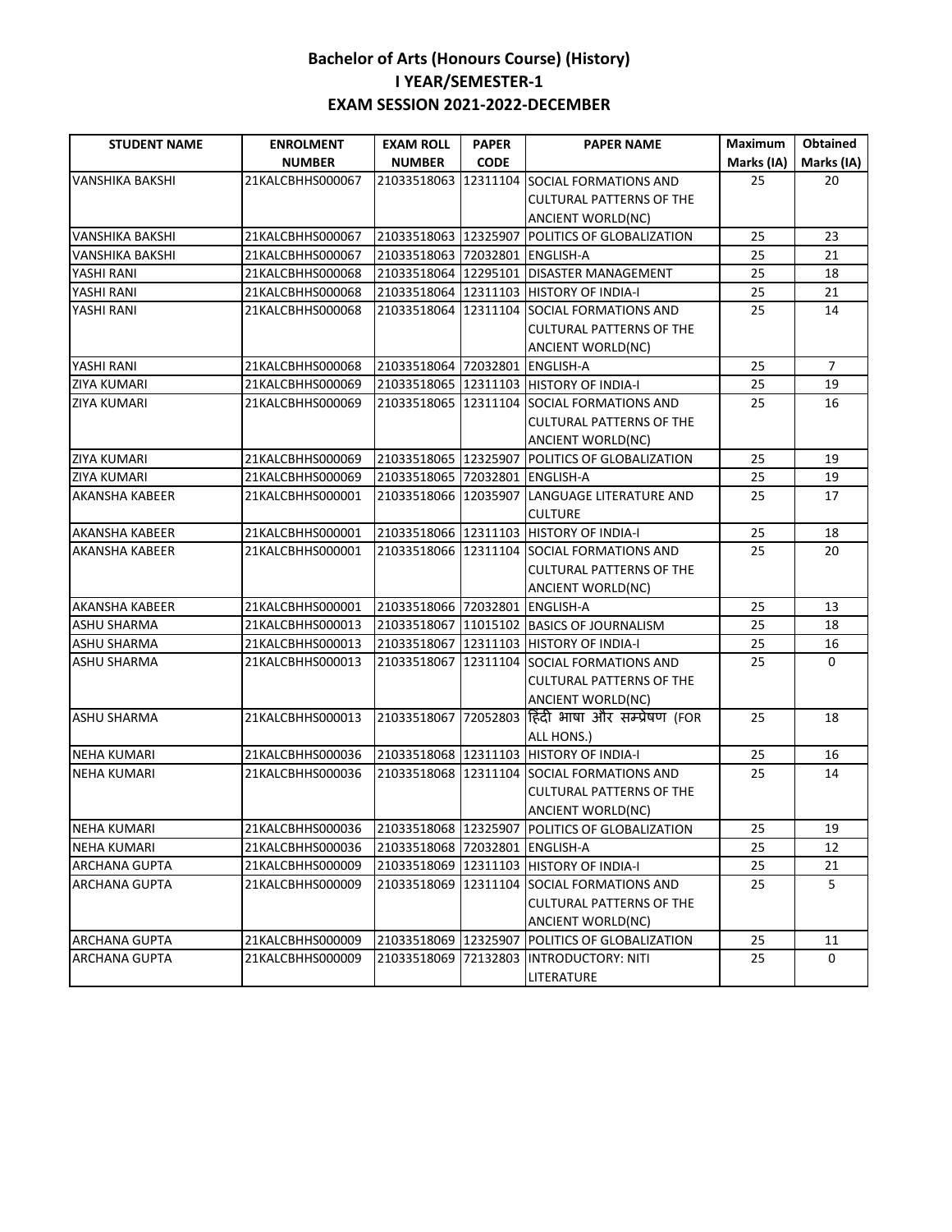# Bachelor of Arts (Honours Course) (History)
## I YEAR/SEMESTER-1
## EXAM SESSION 2021-2022-DECEMBER

| STUDENT NAME | ENROLMENT NUMBER | EXAM ROLL NUMBER | PAPER CODE | PAPER NAME | Maximum Marks (IA) | Obtained Marks (IA) |
|---|---|---|---|---|---|---|
| VANSHIKA BAKSHI | 21KALCBHHS000067 | 21033518063 | 12311104 | SOCIAL FORMATIONS AND CULTURAL PATTERNS OF THE ANCIENT WORLD(NC) | 25 | 20 |
| VANSHIKA BAKSHI | 21KALCBHHS000067 | 21033518063 | 12325907 | POLITICS OF GLOBALIZATION | 25 | 23 |
| VANSHIKA BAKSHI | 21KALCBHHS000067 | 21033518063 | 72032801 | ENGLISH-A | 25 | 21 |
| YASHI RANI | 21KALCBHHS000068 | 21033518064 | 12295101 | DISASTER MANAGEMENT | 25 | 18 |
| YASHI RANI | 21KALCBHHS000068 | 21033518064 | 12311103 | HISTORY OF INDIA-I | 25 | 21 |
| YASHI RANI | 21KALCBHHS000068 | 21033518064 | 12311104 | SOCIAL FORMATIONS AND CULTURAL PATTERNS OF THE ANCIENT WORLD(NC) | 25 | 14 |
| YASHI RANI | 21KALCBHHS000068 | 21033518064 | 72032801 | ENGLISH-A | 25 | 7 |
| ZIYA KUMARI | 21KALCBHHS000069 | 21033518065 | 12311103 | HISTORY OF INDIA-I | 25 | 19 |
| ZIYA KUMARI | 21KALCBHHS000069 | 21033518065 | 12311104 | SOCIAL FORMATIONS AND CULTURAL PATTERNS OF THE ANCIENT WORLD(NC) | 25 | 16 |
| ZIYA KUMARI | 21KALCBHHS000069 | 21033518065 | 12325907 | POLITICS OF GLOBALIZATION | 25 | 19 |
| ZIYA KUMARI | 21KALCBHHS000069 | 21033518065 | 72032801 | ENGLISH-A | 25 | 19 |
| AKANSHA KABEER | 21KALCBHHS000001 | 21033518066 | 12035907 | LANGUAGE LITERATURE AND CULTURE | 25 | 17 |
| AKANSHA KABEER | 21KALCBHHS000001 | 21033518066 | 12311103 | HISTORY OF INDIA-I | 25 | 18 |
| AKANSHA KABEER | 21KALCBHHS000001 | 21033518066 | 12311104 | SOCIAL FORMATIONS AND CULTURAL PATTERNS OF THE ANCIENT WORLD(NC) | 25 | 20 |
| AKANSHA KABEER | 21KALCBHHS000001 | 21033518066 | 72032801 | ENGLISH-A | 25 | 13 |
| ASHU SHARMA | 21KALCBHHS000013 | 21033518067 | 11015102 | BASICS OF JOURNALISM | 25 | 18 |
| ASHU SHARMA | 21KALCBHHS000013 | 21033518067 | 12311103 | HISTORY OF INDIA-I | 25 | 16 |
| ASHU SHARMA | 21KALCBHHS000013 | 21033518067 | 12311104 | SOCIAL FORMATIONS AND CULTURAL PATTERNS OF THE ANCIENT WORLD(NC) | 25 | 0 |
| ASHU SHARMA | 21KALCBHHS000013 | 21033518067 | 72052803 | हिंदी भाषा और सम्प्रेषण (FOR ALL HONS.) | 25 | 18 |
| NEHA KUMARI | 21KALCBHHS000036 | 21033518068 | 12311103 | HISTORY OF INDIA-I | 25 | 16 |
| NEHA KUMARI | 21KALCBHHS000036 | 21033518068 | 12311104 | SOCIAL FORMATIONS AND CULTURAL PATTERNS OF THE ANCIENT WORLD(NC) | 25 | 14 |
| NEHA KUMARI | 21KALCBHHS000036 | 21033518068 | 12325907 | POLITICS OF GLOBALIZATION | 25 | 19 |
| NEHA KUMARI | 21KALCBHHS000036 | 21033518068 | 72032801 | ENGLISH-A | 25 | 12 |
| ARCHANA GUPTA | 21KALCBHHS000009 | 21033518069 | 12311103 | HISTORY OF INDIA-I | 25 | 21 |
| ARCHANA GUPTA | 21KALCBHHS000009 | 21033518069 | 12311104 | SOCIAL FORMATIONS AND CULTURAL PATTERNS OF THE ANCIENT WORLD(NC) | 25 | 5 |
| ARCHANA GUPTA | 21KALCBHHS000009 | 21033518069 | 12325907 | POLITICS OF GLOBALIZATION | 25 | 11 |
| ARCHANA GUPTA | 21KALCBHHS000009 | 21033518069 | 72132803 | INTRODUCTORY: NITI LITERATURE | 25 | 0 |